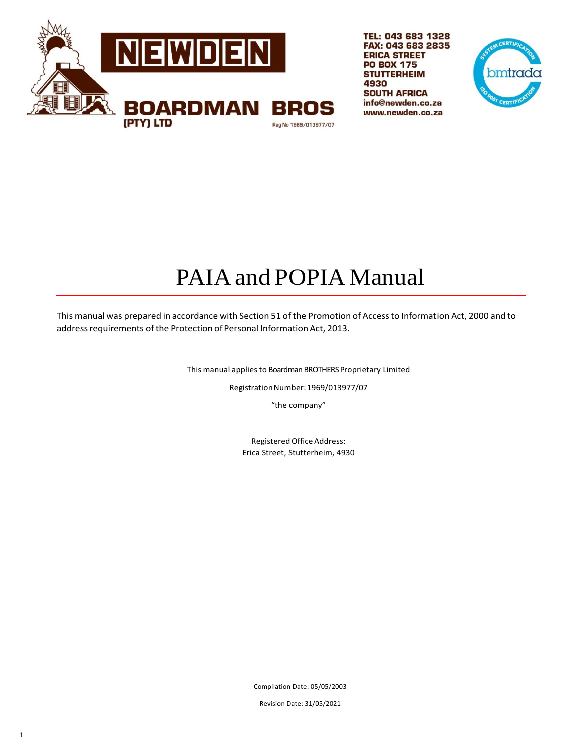NEWDEN

BOARDMAN BROS (PTY) LTD

Reg No 1969/013977/07

TEL: 043 683 1328
FAX: 043 683 2835
ERICA STREET
PO BOX 175
STUTTERHEIM
4930
SOUTH AFRICA
info@newden.co.za
www.newden.co.za

# PAIA and POPIA Manual

This manual was prepared in accordance with Section 51 of the Promotion of Access to Information Act, 2000 and to address requirements of the Protection of Personal Information Act, 2013.

This manual applies to Boardman BROTHERS Proprietary Limited

Registration Number: 1969/013977/07

"the company"

Registered Office Address:
Erica Street, Stutterheim, 4930

Compilation Date: 05/05/2003

Revision Date: 31/05/2021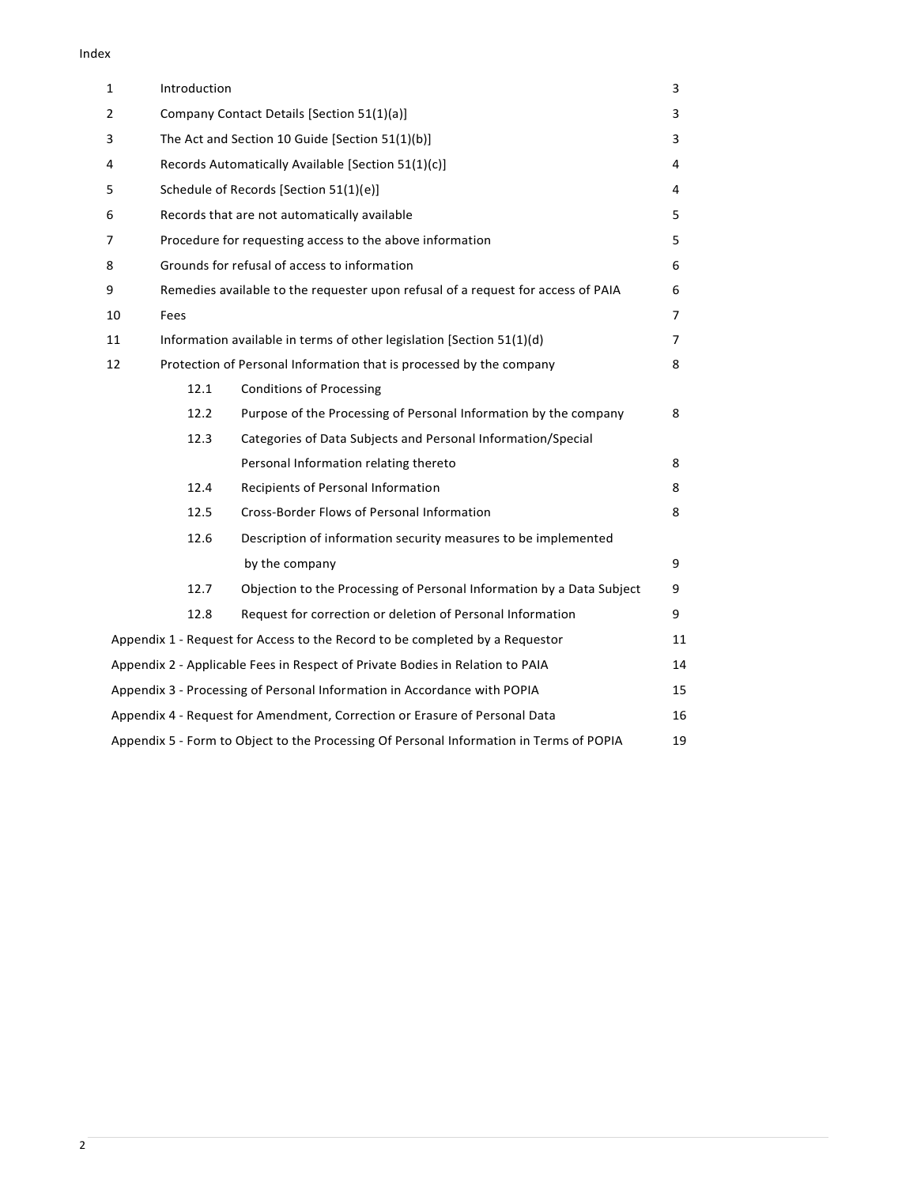Index

| | | |
|---|---|---|
| 1 | Introduction | 3 |
| 2 | Company Contact Details [Section 51(1)(a)] | 3 |
| 3 | The Act and Section 10 Guide [Section 51(1)(b)] | 3 |
| 4 | Records Automatically Available [Section 51(1)(c)] | 4 |
| 5 | Schedule of Records [Section 51(1)(e)] | 4 |
| 6 | Records that are not automatically available | 5 |
| 7 | Procedure for requesting access to the above information | 5 |
| 8 | Grounds for refusal of access to information | 6 |
| 9 | Remedies available to the requester upon refusal of a request for access of PAIA | 6 |
| 10 | Fees | 7 |
| 11 | Information available in terms of other legislation [Section 51(1)(d) | 7 |
| 12 | Protection of Personal Information that is processed by the company | 8 |
| 12.1 | Conditions of Processing | |
| 12.2 | Purpose of the Processing of Personal Information by the company | 8 |
| 12.3 | Categories of Data Subjects and Personal Information/Special Personal Information relating thereto | 8 |
| 12.4 | Recipients of Personal Information | 8 |
| 12.5 | Cross-Border Flows of Personal Information | 8 |
| 12.6 | Description of information security measures to be implemented by the company | 9 |
| 12.7 | Objection to the Processing of Personal Information by a Data Subject | 9 |
| 12.8 | Request for correction or deletion of Personal Information | 9 |
| | Appendix 1 - Request for Access to the Record to be completed by a Requestor | 11 |
| | Appendix 2 - Applicable Fees in Respect of Private Bodies in Relation to PAIA | 14 |
| | Appendix 3 - Processing of Personal Information in Accordance with POPIA | 15 |
| | Appendix 4 - Request for Amendment, Correction or Erasure of Personal Data | 16 |
| | Appendix 5 - Form to Object to the Processing Of Personal Information in Terms of POPIA | 19 |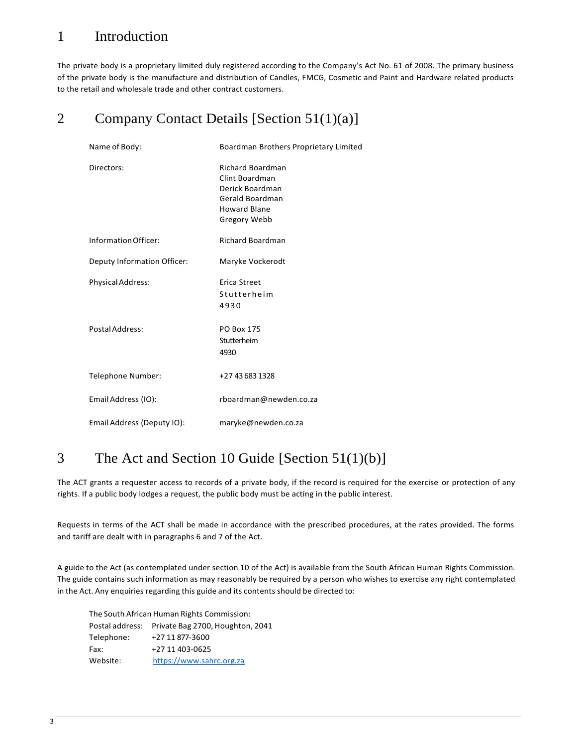# 1 Introduction

The private body is a proprietary limited duly registered according to the Company's Act No. 61 of 2008. The primary business of the private body is the manufacture and distribution of Candles, FMCG, Cosmetic and Paint and Hardware related products to the retail and wholesale trade and other contract customers.

# 2 Company Contact Details [Section 51(1)(a)]

| | |
|---|---|
| Name of Body: | Boardman Brothers Proprietary Limited |
| Directors: | Richard Boardman<br>Clint Boardman<br>Derick Boardman<br>Gerald Boardman<br>Howard Blane<br>Gregory Webb |
| Information Officer: | Richard Boardman |
| Deputy Information Officer: | Maryke Vockerodt |
| Physical Address: | Erica Street<br>Stutterheim<br>4930 |
| Postal Address: | PO Box 175<br>Stutterheim<br>4930 |
| Telephone Number: | +27 43 683 1328 |
| Email Address (IO): | rboardman@newden.co.za |
| Email Address (Deputy IO): | maryke@newden.co.za |

# 3 The Act and Section 10 Guide [Section 51(1)(b)]

The ACT grants a requester access to records of a private body, if the record is required for the exercise or protection of any rights. If a public body lodges a request, the public body must be acting in the public interest.

Requests in terms of the ACT shall be made in accordance with the prescribed procedures, at the rates provided. The forms and tariff are dealt with in paragraphs 6 and 7 of the Act.

A guide to the Act (as contemplated under section 10 of the Act) is available from the South African Human Rights Commission. The guide contains such information as may reasonably be required by a person who wishes to exercise any right contemplated in the Act. Any enquiries regarding this guide and its contents should be directed to:

The South African Human Rights Commission:

| | |
|---|---|
| Postal address: | Private Bag 2700, Houghton, 2041 |
| Telephone: | +27 11 877-3600 |
| Fax: | +27 11 403-0625 |
| Website: | https://www.sahrc.org.za |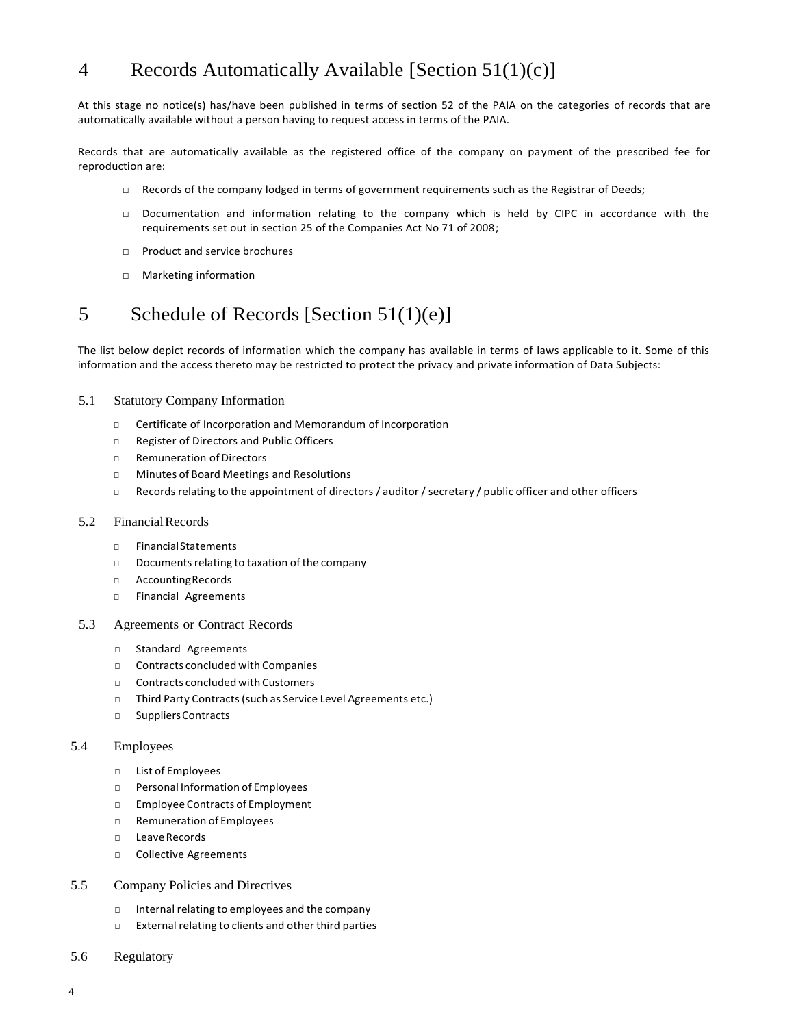## 4 Records Automatically Available [Section 51(1)(c)]

At this stage no notice(s) has/have been published in terms of section 52 of the PAIA on the categories of records that are automatically available without a person having to request access in terms of the PAIA.

Records that are automatically available as the registered office of the company on payment of the prescribed fee for reproduction are:

- Records of the company lodged in terms of government requirements such as the Registrar of Deeds;
- Documentation and information relating to the company which is held by CIPC in accordance with the requirements set out in section 25 of the Companies Act No 71 of 2008;
- Product and service brochures
- Marketing information

## 5 Schedule of Records [Section 51(1)(e)]

The list below depict records of information which the company has available in terms of laws applicable to it. Some of this information and the access thereto may be restricted to protect the privacy and private information of Data Subjects:

### 5.1 Statutory Company Information

- Certificate of Incorporation and Memorandum of Incorporation
- Register of Directors and Public Officers
- Remuneration of Directors
- Minutes of Board Meetings and Resolutions
- Records relating to the appointment of directors / auditor / secretary / public officer and other officers

### 5.2 Financial Records

- Financial Statements
- Documents relating to taxation of the company
- Accounting Records
- Financial Agreements

### 5.3 Agreements or Contract Records

- Standard Agreements
- Contracts concluded with Companies
- Contracts concluded with Customers
- Third Party Contracts (such as Service Level Agreements etc.)
- Suppliers Contracts

### 5.4 Employees

- List of Employees
- Personal Information of Employees
- Employee Contracts of Employment
- Remuneration of Employees
- Leave Records
- Collective Agreements

### 5.5 Company Policies and Directives

- Internal relating to employees and the company
- External relating to clients and other third parties

### 5.6 Regulatory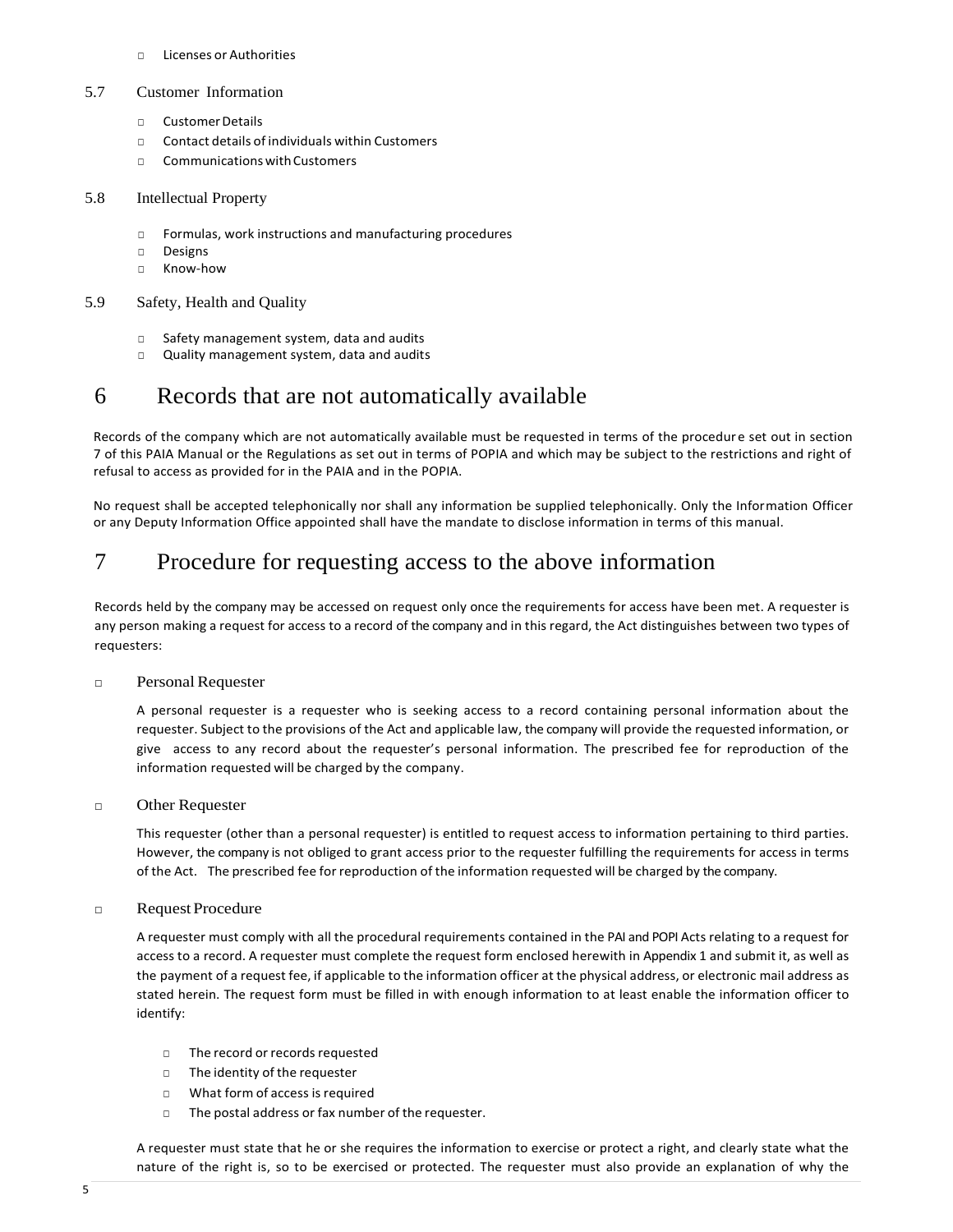- Licenses or Authorities

### 5.7 Customer Information

- Customer Details
- Contact details of individuals within Customers
- Communications with Customers

### 5.8 Intellectual Property

- Formulas, work instructions and manufacturing procedures
- Designs
- Know-how

### 5.9 Safety, Health and Quality

- Safety management system, data and audits
- Quality management system, data and audits

# 6 Records that are not automatically available

Records of the company which are not automatically available must be requested in terms of the procedure set out in section 7 of this PAIA Manual or the Regulations as set out in terms of POPIA and which may be subject to the restrictions and right of refusal to access as provided for in the PAIA and in the POPIA.

No request shall be accepted telephonically nor shall any information be supplied telephonically. Only the Information Officer or any Deputy Information Office appointed shall have the mandate to disclose information in terms of this manual.

# 7 Procedure for requesting access to the above information

Records held by the company may be accessed on request only once the requirements for access have been met. A requester is any person making a request for access to a record of the company and in this regard, the Act distinguishes between two types of requesters:

- Personal Requester

  A personal requester is a requester who is seeking access to a record containing personal information about the requester. Subject to the provisions of the Act and applicable law, the company will provide the requested information, or give access to any record about the requester's personal information. The prescribed fee for reproduction of the information requested will be charged by the company.

- Other Requester

  This requester (other than a personal requester) is entitled to request access to information pertaining to third parties. However, the company is not obliged to grant access prior to the requester fulfilling the requirements for access in terms of the Act. The prescribed fee for reproduction of the information requested will be charged by the company.

- Request Procedure

  A requester must comply with all the procedural requirements contained in the PAI and POPI Acts relating to a request for access to a record. A requester must complete the request form enclosed herewith in Appendix 1 and submit it, as well as the payment of a request fee, if applicable to the information officer at the physical address, or electronic mail address as stated herein. The request form must be filled in with enough information to at least enable the information officer to identify:

  - The record or records requested
  - The identity of the requester
  - What form of access is required
  - The postal address or fax number of the requester.

  A requester must state that he or she requires the information to exercise or protect a right, and clearly state what the nature of the right is, so to be exercised or protected. The requester must also provide an explanation of why the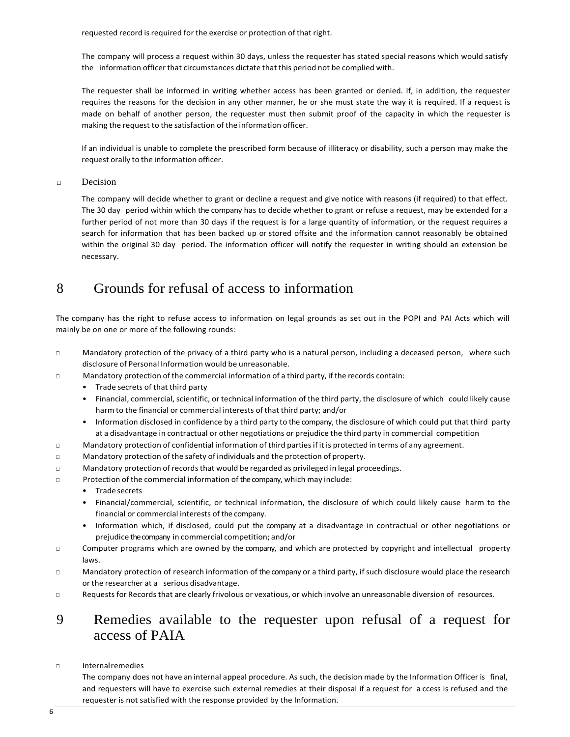requested record is required for the exercise or protection of that right.

The company will process a request within 30 days, unless the requester has stated special reasons which would satisfy the information officer that circumstances dictate that this period not be complied with.

The requester shall be informed in writing whether access has been granted or denied. If, in addition, the requester requires the reasons for the decision in any other manner, he or she must state the way it is required. If a request is made on behalf of another person, the requester must then submit proof of the capacity in which the requester is making the request to the satisfaction of the information officer.

If an individual is unable to complete the prescribed form because of illiteracy or disability, such a person may make the request orally to the information officer.

- Decision

  The company will decide whether to grant or decline a request and give notice with reasons (if required) to that effect. The 30 day period within which the company has to decide whether to grant or refuse a request, may be extended for a further period of not more than 30 days if the request is for a large quantity of information, or the request requires a search for information that has been backed up or stored offsite and the information cannot reasonably be obtained within the original 30 day period. The information officer will notify the requester in writing should an extension be necessary.

# 8 Grounds for refusal of access to information

The company has the right to refuse access to information on legal grounds as set out in the POPI and PAI Acts which will mainly be on one or more of the following rounds:

- Mandatory protection of the privacy of a third party who is a natural person, including a deceased person, where such disclosure of Personal Information would be unreasonable.
- Mandatory protection of the commercial information of a third party, if the records contain:
  - Trade secrets of that third party
  - Financial, commercial, scientific, or technical information of the third party, the disclosure of which could likely cause harm to the financial or commercial interests of that third party; and/or
  - Information disclosed in confidence by a third party to the company, the disclosure of which could put that third party at a disadvantage in contractual or other negotiations or prejudice the third party in commercial competition
- Mandatory protection of confidential information of third parties if it is protected in terms of any agreement.
- Mandatory protection of the safety of individuals and the protection of property.
- Mandatory protection of records that would be regarded as privileged in legal proceedings.
- Protection of the commercial information of the company, which may include:
  - Trade secrets
  - Financial/commercial, scientific, or technical information, the disclosure of which could likely cause harm to the financial or commercial interests of the company.
  - Information which, if disclosed, could put the company at a disadvantage in contractual or other negotiations or prejudice the company in commercial competition; and/or
- Computer programs which are owned by the company, and which are protected by copyright and intellectual property laws.
- Mandatory protection of research information of the company or a third party, if such disclosure would place the research or the researcher at a serious disadvantage.
- Requests for Records that are clearly frivolous or vexatious, or which involve an unreasonable diversion of resources.

# 9 Remedies available to the requester upon refusal of a request for access of PAIA

- Internal remedies

  The company does not have an internal appeal procedure. As such, the decision made by the Information Officer is final, and requesters will have to exercise such external remedies at their disposal if a request for a ccess is refused and the requester is not satisfied with the response provided by the Information.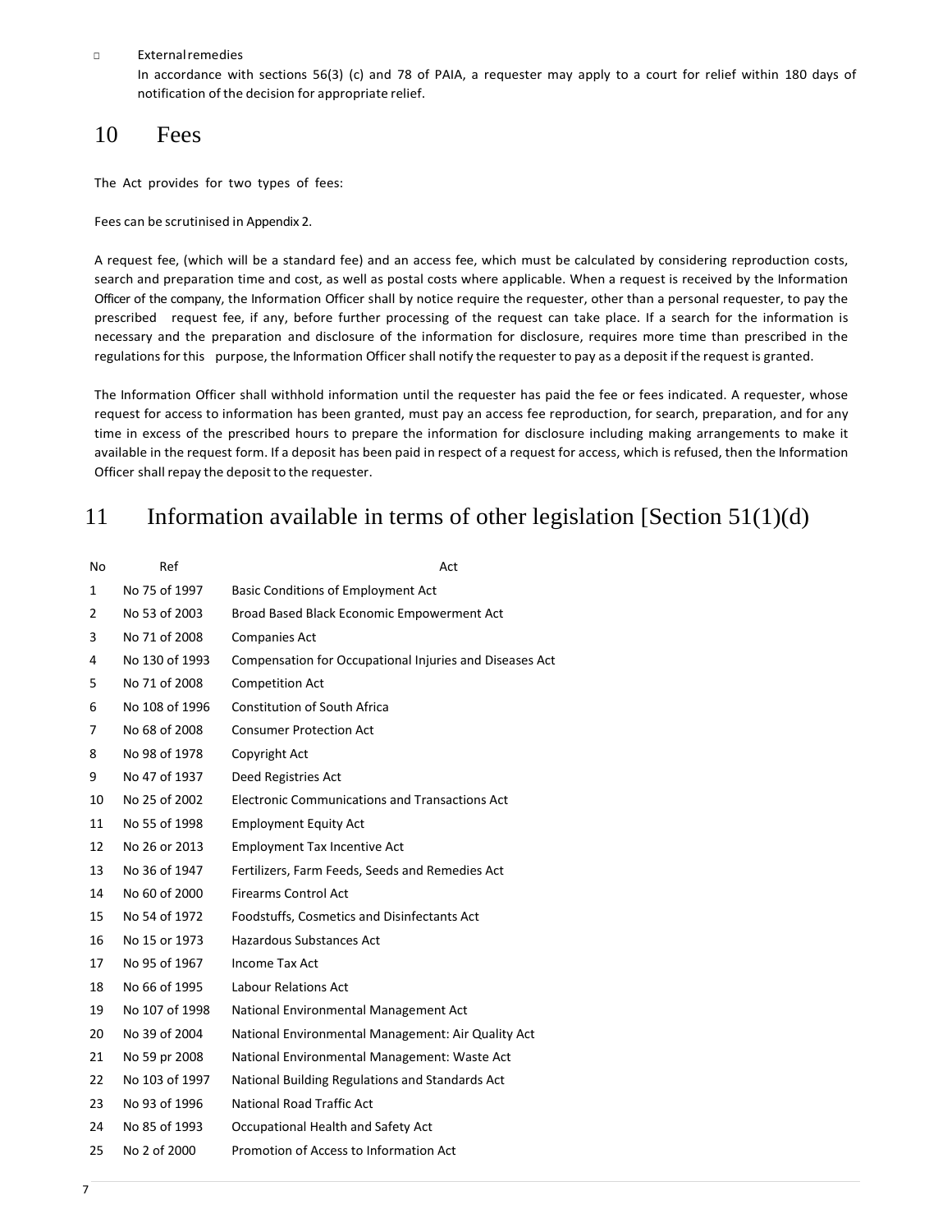- External remedies

  In accordance with sections 56(3) (c) and 78 of PAIA, a requester may apply to a court for relief within 180 days of notification of the decision for appropriate relief.

# 10 Fees

The Act provides for two types of fees:

Fees can be scrutinised in Appendix 2.

A request fee, (which will be a standard fee) and an access fee, which must be calculated by considering reproduction costs, search and preparation time and cost, as well as postal costs where applicable. When a request is received by the Information Officer of the company, the Information Officer shall by notice require the requester, other than a personal requester, to pay the prescribed request fee, if any, before further processing of the request can take place. If a search for the information is necessary and the preparation and disclosure of the information for disclosure, requires more time than prescribed in the regulations for this purpose, the Information Officer shall notify the requester to pay as a deposit if the request is granted.

The Information Officer shall withhold information until the requester has paid the fee or fees indicated. A requester, whose request for access to information has been granted, must pay an access fee reproduction, for search, preparation, and for any time in excess of the prescribed hours to prepare the information for disclosure including making arrangements to make it available in the request form. If a deposit has been paid in respect of a request for access, which is refused, then the Information Officer shall repay the deposit to the requester.

# 11 Information available in terms of other legislation [Section 51(1)(d)

| No | Ref | Act |
|---|---|---|
| 1 | No 75 of 1997 | Basic Conditions of Employment Act |
| 2 | No 53 of 2003 | Broad Based Black Economic Empowerment Act |
| 3 | No 71 of 2008 | Companies Act |
| 4 | No 130 of 1993 | Compensation for Occupational Injuries and Diseases Act |
| 5 | No 71 of 2008 | Competition Act |
| 6 | No 108 of 1996 | Constitution of South Africa |
| 7 | No 68 of 2008 | Consumer Protection Act |
| 8 | No 98 of 1978 | Copyright Act |
| 9 | No 47 of 1937 | Deed Registries Act |
| 10 | No 25 of 2002 | Electronic Communications and Transactions Act |
| 11 | No 55 of 1998 | Employment Equity Act |
| 12 | No 26 or 2013 | Employment Tax Incentive Act |
| 13 | No 36 of 1947 | Fertilizers, Farm Feeds, Seeds and Remedies Act |
| 14 | No 60 of 2000 | Firearms Control Act |
| 15 | No 54 of 1972 | Foodstuffs, Cosmetics and Disinfectants Act |
| 16 | No 15 or 1973 | Hazardous Substances Act |
| 17 | No 95 of 1967 | Income Tax Act |
| 18 | No 66 of 1995 | Labour Relations Act |
| 19 | No 107 of 1998 | National Environmental Management Act |
| 20 | No 39 of 2004 | National Environmental Management: Air Quality Act |
| 21 | No 59 pr 2008 | National Environmental Management: Waste Act |
| 22 | No 103 of 1997 | National Building Regulations and Standards Act |
| 23 | No 93 of 1996 | National Road Traffic Act |
| 24 | No 85 of 1993 | Occupational Health and Safety Act |
| 25 | No 2 of 2000 | Promotion of Access to Information Act |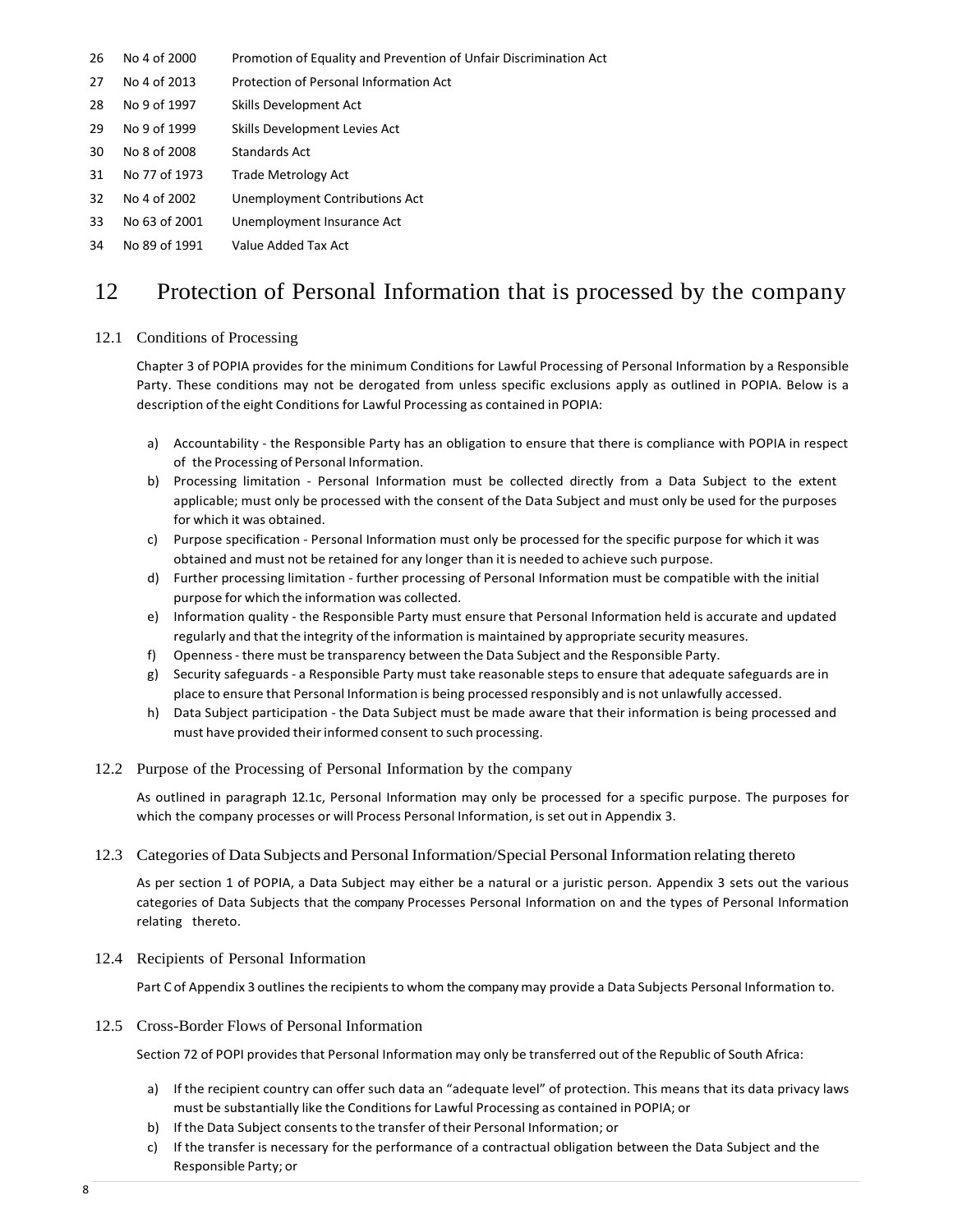| 26 | No 4 of 2000 | Promotion of Equality and Prevention of Unfair Discrimination Act |
|---|---|---|
| 27 | No 4 of 2013 | Protection of Personal Information Act |
| 28 | No 9 of 1997 | Skills Development Act |
| 29 | No 9 of 1999 | Skills Development Levies Act |
| 30 | No 8 of 2008 | Standards Act |
| 31 | No 77 of 1973 | Trade Metrology Act |
| 32 | No 4 of 2002 | Unemployment Contributions Act |
| 33 | No 63 of 2001 | Unemployment Insurance Act |
| 34 | No 89 of 1991 | Value Added Tax Act |

# 12 Protection of Personal Information that is processed by the company

## 12.1 Conditions of Processing

Chapter 3 of POPIA provides for the minimum Conditions for Lawful Processing of Personal Information by a Responsible Party. These conditions may not be derogated from unless specific exclusions apply as outlined in POPIA. Below is a description of the eight Conditions for Lawful Processing as contained in POPIA:

a) Accountability - the Responsible Party has an obligation to ensure that there is compliance with POPIA in respect of the Processing of Personal Information.
b) Processing limitation - Personal Information must be collected directly from a Data Subject to the extent applicable; must only be processed with the consent of the Data Subject and must only be used for the purposes for which it was obtained.
c) Purpose specification - Personal Information must only be processed for the specific purpose for which it was obtained and must not be retained for any longer than it is needed to achieve such purpose.
d) Further processing limitation - further processing of Personal Information must be compatible with the initial purpose for which the information was collected.
e) Information quality - the Responsible Party must ensure that Personal Information held is accurate and updated regularly and that the integrity of the information is maintained by appropriate security measures.
f) Openness - there must be transparency between the Data Subject and the Responsible Party.
g) Security safeguards - a Responsible Party must take reasonable steps to ensure that adequate safeguards are in place to ensure that Personal Information is being processed responsibly and is not unlawfully accessed.
h) Data Subject participation - the Data Subject must be made aware that their information is being processed and must have provided their informed consent to such processing.

## 12.2 Purpose of the Processing of Personal Information by the company

As outlined in paragraph 12.1c, Personal Information may only be processed for a specific purpose. The purposes for which the company processes or will Process Personal Information, is set out in Appendix 3.

## 12.3 Categories of Data Subjects and Personal Information/Special Personal Information relating thereto

As per section 1 of POPIA, a Data Subject may either be a natural or a juristic person. Appendix 3 sets out the various categories of Data Subjects that the company Processes Personal Information on and the types of Personal Information relating thereto.

## 12.4 Recipients of Personal Information

Part C of Appendix 3 outlines the recipients to whom the company may provide a Data Subjects Personal Information to.

## 12.5 Cross-Border Flows of Personal Information

Section 72 of POPI provides that Personal Information may only be transferred out of the Republic of South Africa:

a) If the recipient country can offer such data an "adequate level" of protection. This means that its data privacy laws must be substantially like the Conditions for Lawful Processing as contained in POPIA; or
b) If the Data Subject consents to the transfer of their Personal Information; or
c) If the transfer is necessary for the performance of a contractual obligation between the Data Subject and the Responsible Party; or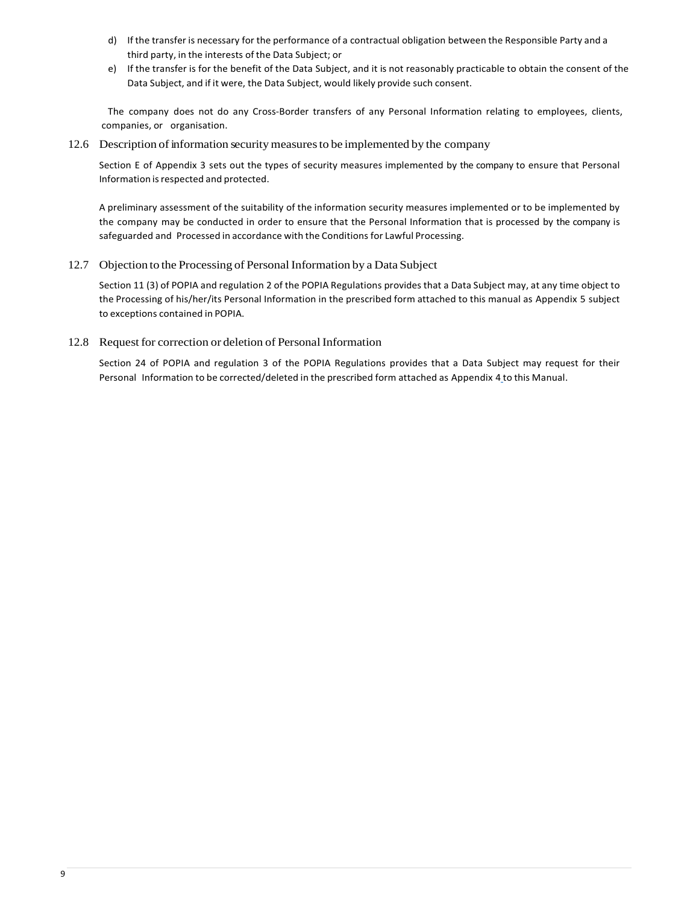d) If the transfer is necessary for the performance of a contractual obligation between the Responsible Party and a third party, in the interests of the Data Subject; or
e) If the transfer is for the benefit of the Data Subject, and it is not reasonably practicable to obtain the consent of the Data Subject, and if it were, the Data Subject, would likely provide such consent.

The company does not do any Cross-Border transfers of any Personal Information relating to employees, clients, companies, or organisation.

### 12.6 Description of information security measures to be implemented by the company

Section E of Appendix 3 sets out the types of security measures implemented by the company to ensure that Personal Information is respected and protected.

A preliminary assessment of the suitability of the information security measures implemented or to be implemented by the company may be conducted in order to ensure that the Personal Information that is processed by the company is safeguarded and Processed in accordance with the Conditions for Lawful Processing.

### 12.7 Objection to the Processing of Personal Information by a Data Subject

Section 11 (3) of POPIA and regulation 2 of the POPIA Regulations provides that a Data Subject may, at any time object to the Processing of his/her/its Personal Information in the prescribed form attached to this manual as Appendix 5 subject to exceptions contained in POPIA.

### 12.8 Request for correction or deletion of Personal Information

Section 24 of POPIA and regulation 3 of the POPIA Regulations provides that a Data Subject may request for their Personal Information to be corrected/deleted in the prescribed form attached as Appendix 4 to this Manual.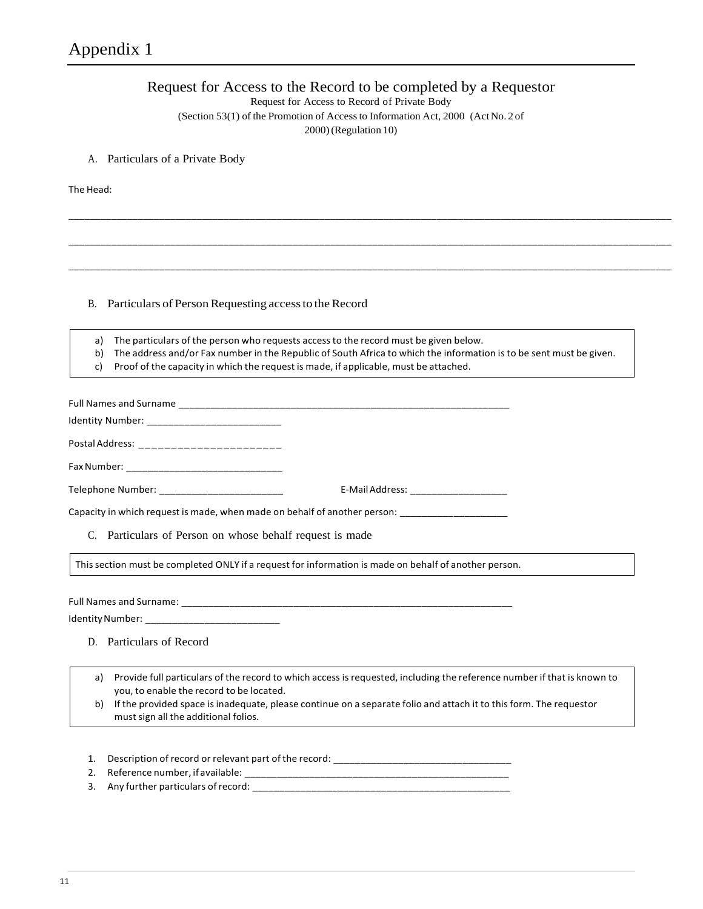# Appendix 1

## Request for Access to the Record to be completed by a Requestor

Request for Access to Record of Private Body

(Section 53(1) of the Promotion of Access to Information Act, 2000 (Act No. 2 of 2000) (Regulation 10)

A. Particulars of a Private Body

The Head:

______________________________________________________________________________________________

______________________________________________________________________________________________

______________________________________________________________________________________________

B. Particulars of Person Requesting access to the Record

a) The particulars of the person who requests access to the record must be given below.
b) The address and/or Fax number in the Republic of South Africa to which the information is to be sent must be given.
c) Proof of the capacity in which the request is made, if applicable, must be attached.

Full Names and Surname ______________________________________________________________

Identity Number: ________________________

Postal Address: _ _ _ _ _ _ _ _ _ _ _ _ _ _ _ _ _ _ _ _ _ _

Fax Number: ____________________________

Telephone Number: _______________________ E-Mail Address: __________________

Capacity in which request is made, when made on behalf of another person: ____________________

C. Particulars of Person on whose behalf request is made

This section must be completed ONLY if a request for information is made on behalf of another person.

Full Names and Surname: ______________________________________________________________

Identity Number: ________________________

D. Particulars of Record

a) Provide full particulars of the record to which access is requested, including the reference number if that is known to you, to enable the record to be located.
b) If the provided space is inadequate, please continue on a separate folio and attach it to this form. The requestor must sign all the additional folios.

1. Description of record or relevant part of the record: _________________________________
2. Reference number, if available: __________________________________________________
3. Any further particulars of record: ________________________________________________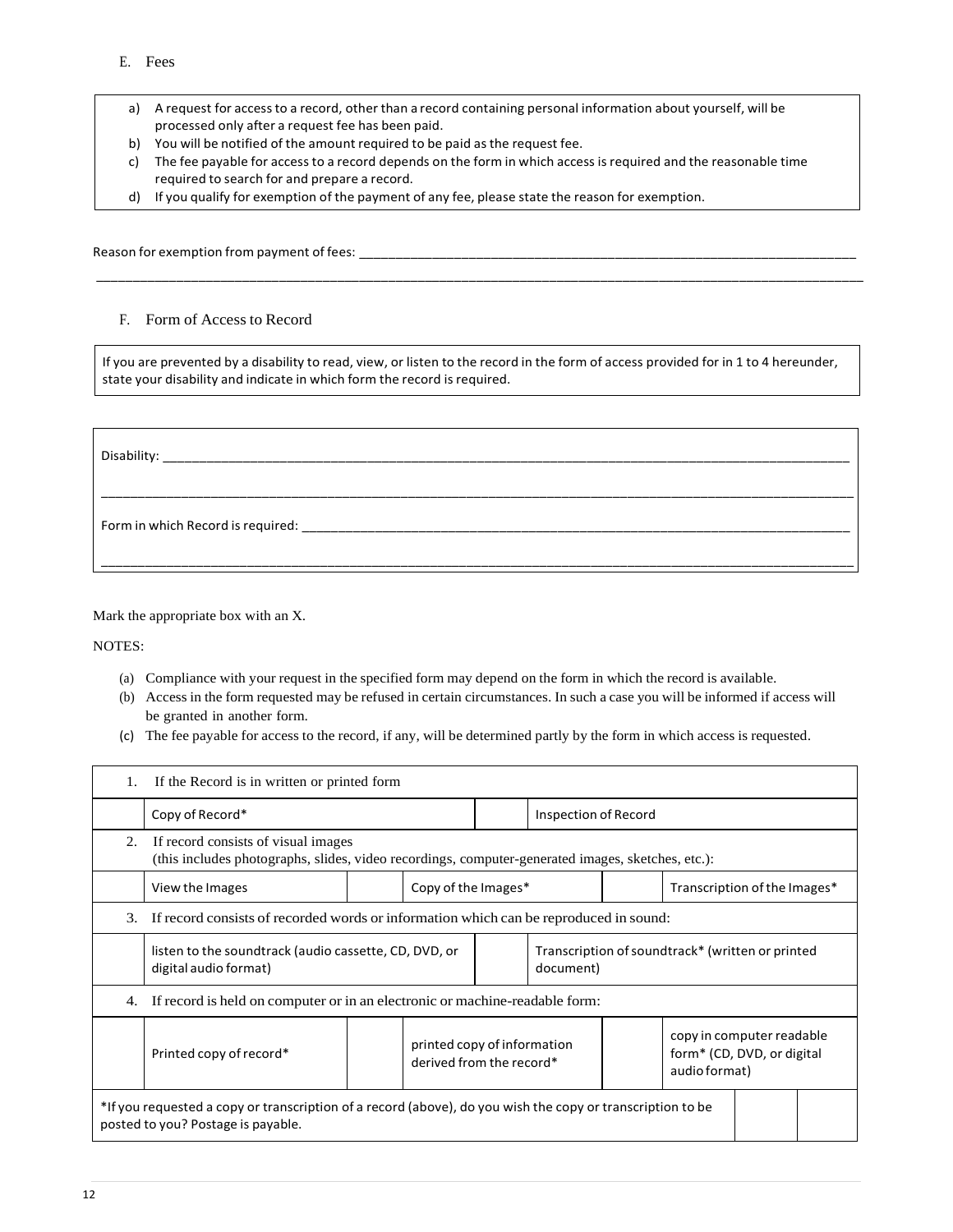E. Fees

a) A request for access to a record, other than a record containing personal information about yourself, will be processed only after a request fee has been paid.
b) You will be notified of the amount required to be paid as the request fee.
c) The fee payable for access to a record depends on the form in which access is required and the reasonable time required to search for and prepare a record.
d) If you qualify for exemption of the payment of any fee, please state the reason for exemption.

Reason for exemption from payment of fees: ______________________________________________________________________

_____________________________________________________________________________________________________

F. Form of Access to Record

If you are prevented by a disability to read, view, or listen to the record in the form of access provided for in 1 to 4 hereunder, state your disability and indicate in which form the record is required.

Disability: _____________________________________________________________________________________

_____________________________________________________________________________________________________

Form in which Record is required: _____________________________________________________________________

_____________________________________________________________________________________________________

Mark the appropriate box with an X.

NOTES:

(a) Compliance with your request in the specified form may depend on the form in which the record is available.
(b) Access in the form requested may be refused in certain circumstances. In such a case you will be informed if access will be granted in another form.
(c) The fee payable for access to the record, if any, will be determined partly by the form in which access is requested.

| 1. If the Record is in written or printed form | | | | | |
|---|---|---|---|---|---|
| | Copy of Record* | | Inspection of Record | | |
| 2. If record consists of visual images (this includes photographs, slides, video recordings, computer-generated images, sketches, etc.): | | | | | |
| | View the Images | | Copy of the Images* | | Transcription of the Images* |
| 3. If record consists of recorded words or information which can be reproduced in sound: | | | | | |
| | listen to the soundtrack (audio cassette, CD, DVD, or digital audio format) | | Transcription of soundtrack* (written or printed document) | | |
| 4. If record is held on computer or in an electronic or machine-readable form: | | | | | |
| | Printed copy of record* | | printed copy of information derived from the record* | | copy in computer readable form* (CD, DVD, or digital audio format) |
| *If you requested a copy or transcription of a record (above), do you wish the copy or transcription to be posted to you? Postage is payable. | | | | | |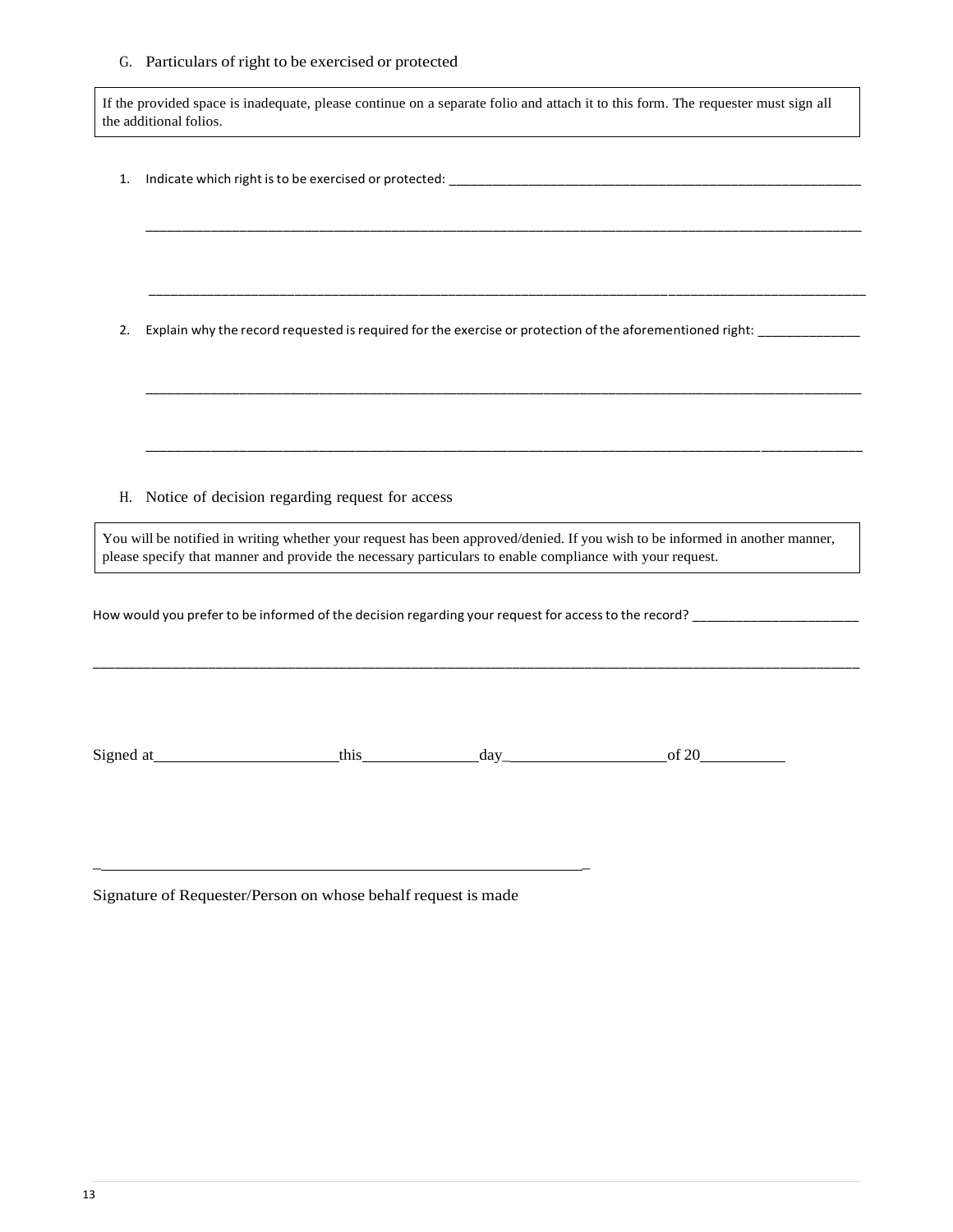G. Particulars of right to be exercised or protected

> If the provided space is inadequate, please continue on a separate folio and attach it to this form. The requester must sign all the additional folios.

1. Indicate which right is to be exercised or protected: ______________________________________________________________

   ______________________________________________________________________________________________

   ______________________________________________________________________________________________

2. Explain why the record requested is required for the exercise or protection of the aforementioned right: ______________

   ______________________________________________________________________________________________

   ______________________________________________________________________________________________

H. Notice of decision regarding request for access

> You will be notified in writing whether your request has been approved/denied. If you wish to be informed in another manner, please specify that manner and provide the necessary particulars to enable compliance with your request.

How would you prefer to be informed of the decision regarding your request for access to the record? ________________________

______________________________________________________________________________________________

Signed at________________________this_______________day_____________________of 20___________

______________________________________________________________

Signature of Requester/Person on whose behalf request is made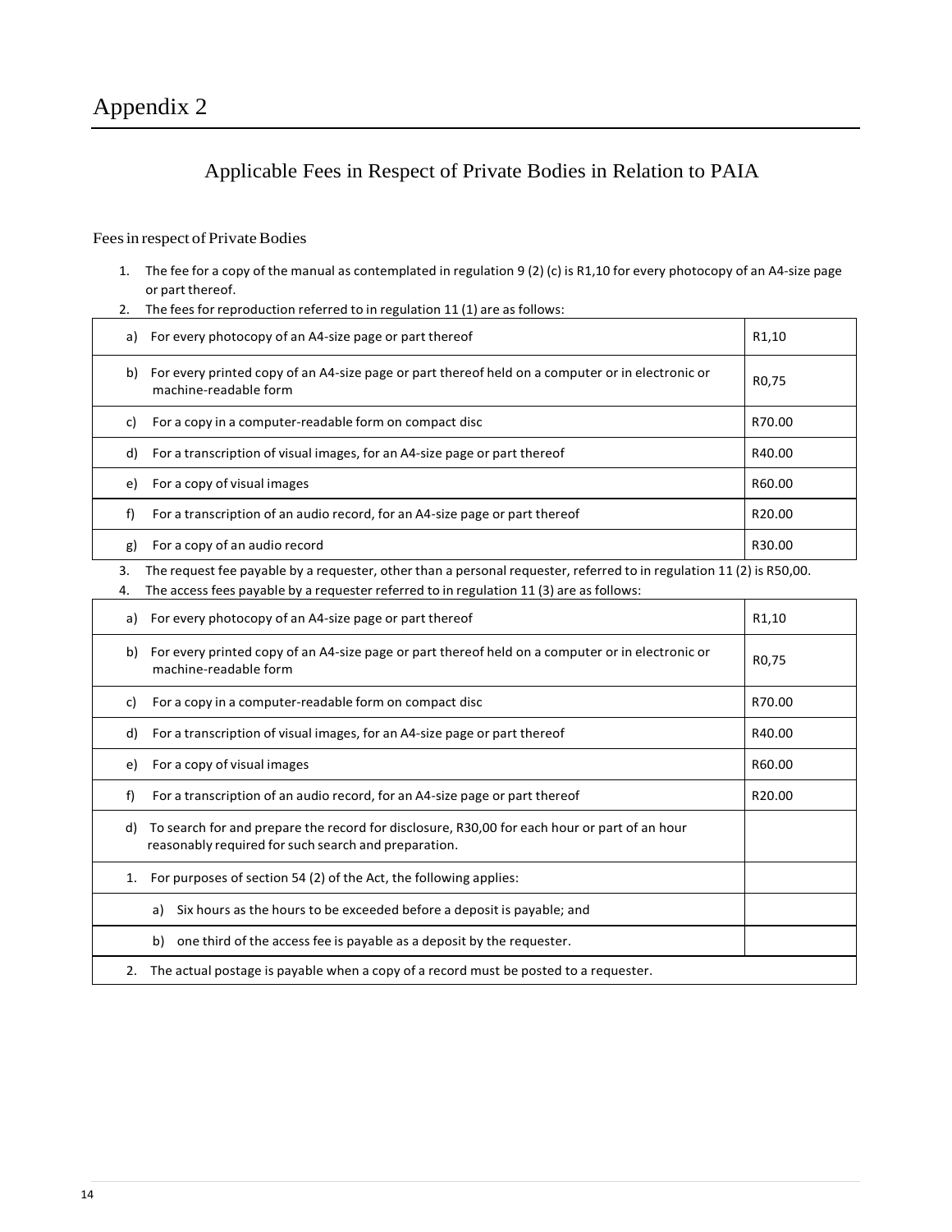# Appendix 2

## Applicable Fees in Respect of Private Bodies in Relation to PAIA

Fees in respect of Private Bodies

1. The fee for a copy of the manual as contemplated in regulation 9 (2) (c) is R1,10 for every photocopy of an A4-size page or part thereof.
2. The fees for reproduction referred to in regulation 11 (1) are as follows:

| | |
|---|---|
| a) For every photocopy of an A4-size page or part thereof | R1,10 |
| b) For every printed copy of an A4-size page or part thereof held on a computer or in electronic or machine-readable form | R0,75 |
| c) For a copy in a computer-readable form on compact disc | R70.00 |
| d) For a transcription of visual images, for an A4-size page or part thereof | R40.00 |
| e) For a copy of visual images | R60.00 |
| f) For a transcription of an audio record, for an A4-size page or part thereof | R20.00 |
| g) For a copy of an audio record | R30.00 |

3. The request fee payable by a requester, other than a personal requester, referred to in regulation 11 (2) is R50,00.
4. The access fees payable by a requester referred to in regulation 11 (3) are as follows:

| | |
|---|---|
| a) For every photocopy of an A4-size page or part thereof | R1,10 |
| b) For every printed copy of an A4-size page or part thereof held on a computer or in electronic or machine-readable form | R0,75 |
| c) For a copy in a computer-readable form on compact disc | R70.00 |
| d) For a transcription of visual images, for an A4-size page or part thereof | R40.00 |
| e) For a copy of visual images | R60.00 |
| f) For a transcription of an audio record, for an A4-size page or part thereof | R20.00 |
| d) To search for and prepare the record for disclosure, R30,00 for each hour or part of an hour reasonably required for such search and preparation. | |
| 1. For purposes of section 54 (2) of the Act, the following applies: | |
| a) Six hours as the hours to be exceeded before a deposit is payable; and | |
| b) one third of the access fee is payable as a deposit by the requester. | |
| 2. The actual postage is payable when a copy of a record must be posted to a requester. | |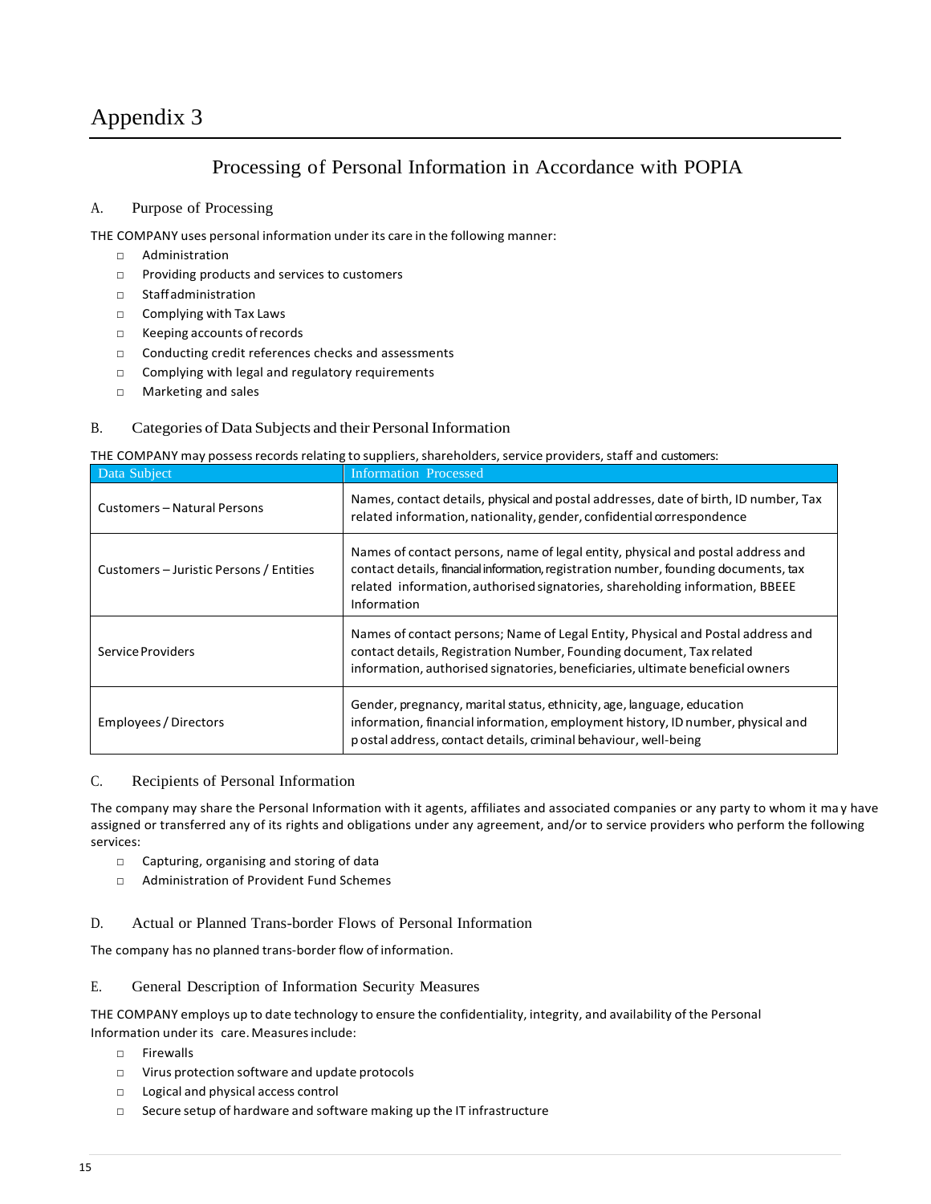# Appendix 3

## Processing of Personal Information in Accordance with POPIA

### A. Purpose of Processing

THE COMPANY uses personal information under its care in the following manner:

- Administration
- Providing products and services to customers
- Staff administration
- Complying with Tax Laws
- Keeping accounts of records
- Conducting credit references checks and assessments
- Complying with legal and regulatory requirements
- Marketing and sales

### B. Categories of Data Subjects and their Personal Information

THE COMPANY may possess records relating to suppliers, shareholders, service providers, staff and customers:

| Data Subject | Information Processed |
|---|---|
| Customers – Natural Persons | Names, contact details, physical and postal addresses, date of birth, ID number, Tax related information, nationality, gender, confidential correspondence |
| Customers – Juristic Persons / Entities | Names of contact persons, name of legal entity, physical and postal address and contact details, financial information, registration number, founding documents, tax related information, authorised signatories, shareholding information, BBEEE Information |
| Service Providers | Names of contact persons; Name of Legal Entity, Physical and Postal address and contact details, Registration Number, Founding document, Tax related information, authorised signatories, beneficiaries, ultimate beneficial owners |
| Employees / Directors | Gender, pregnancy, marital status, ethnicity, age, language, education information, financial information, employment history, ID number, physical and postal address, contact details, criminal behaviour, well-being |

### C. Recipients of Personal Information

The company may share the Personal Information with it agents, affiliates and associated companies or any party to whom it may have assigned or transferred any of its rights and obligations under any agreement, and/or to service providers who perform the following services:

- Capturing, organising and storing of data
- Administration of Provident Fund Schemes

### D. Actual or Planned Trans-border Flows of Personal Information

The company has no planned trans-border flow of information.

### E. General Description of Information Security Measures

THE COMPANY employs up to date technology to ensure the confidentiality, integrity, and availability of the Personal Information under its care. Measures include:

- Firewalls
- Virus protection software and update protocols
- Logical and physical access control
- Secure setup of hardware and software making up the IT infrastructure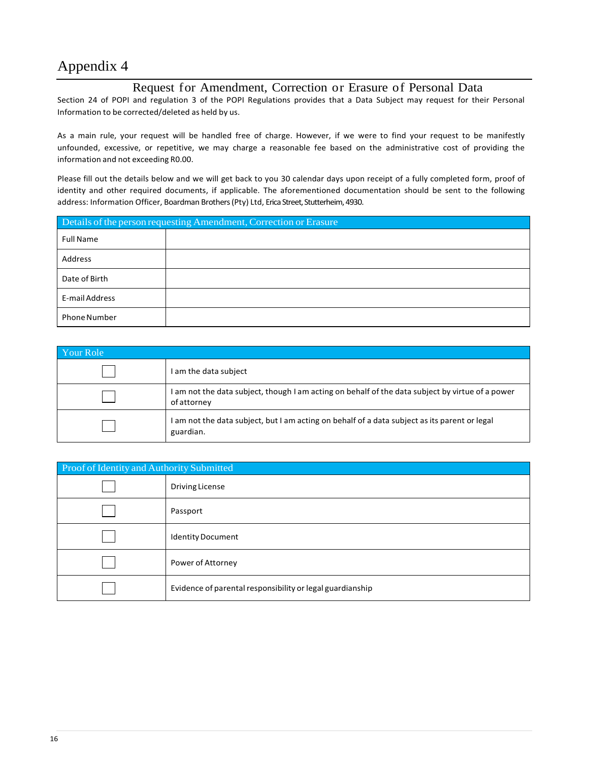# Appendix 4

## Request for Amendment, Correction or Erasure of Personal Data

Section 24 of POPI and regulation 3 of the POPI Regulations provides that a Data Subject may request for their Personal Information to be corrected/deleted as held by us.

As a main rule, your request will be handled free of charge. However, if we were to find your request to be manifestly unfounded, excessive, or repetitive, we may charge a reasonable fee based on the administrative cost of providing the information and not exceeding R0.00.

Please fill out the details below and we will get back to you 30 calendar days upon receipt of a fully completed form, proof of identity and other required documents, if applicable. The aforementioned documentation should be sent to the following address: Information Officer, Boardman Brothers (Pty) Ltd, Erica Street, Stutterheim, 4930.

| Details of the person requesting Amendment, Correction or Erasure | |
|---|---|
| Full Name | |
| Address | |
| Date of Birth | |
| E-mail Address | |
| Phone Number | |

| Your Role | |
|---|---|
| ☐ | I am the data subject |
| ☐ | I am not the data subject, though I am acting on behalf of the data subject by virtue of a power of attorney |
| ☐ | I am not the data subject, but I am acting on behalf of a data subject as its parent or legal guardian. |

| Proof of Identity and Authority Submitted | |
|---|---|
| ☐ | Driving License |
| ☐ | Passport |
| ☐ | Identity Document |
| ☐ | Power of Attorney |
| ☐ | Evidence of parental responsibility or legal guardianship |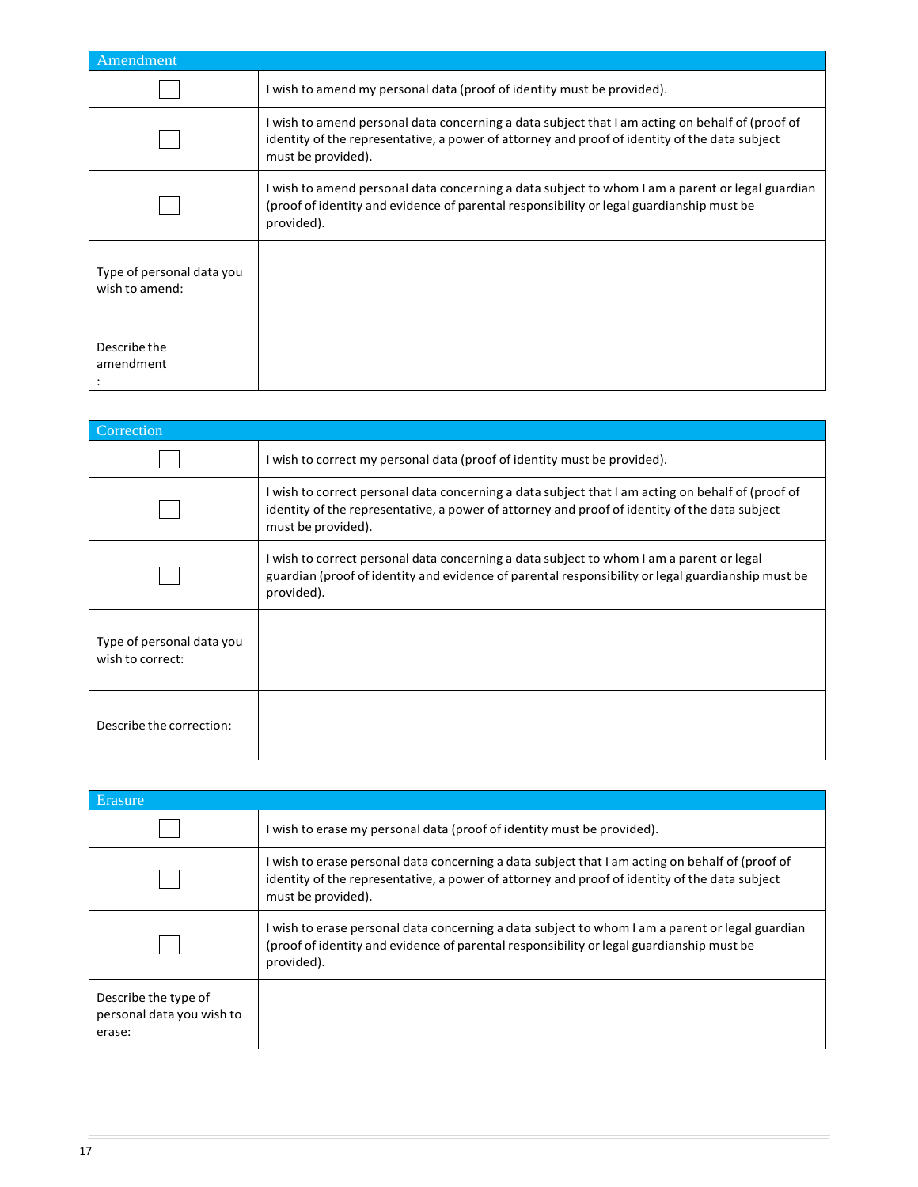| Amendment | |
|---|---|
| ☐ | I wish to amend my personal data (proof of identity must be provided). |
| ☐ | I wish to amend personal data concerning a data subject that I am acting on behalf of (proof of identity of the representative, a power of attorney and proof of identity of the data subject must be provided). |
| ☐ | I wish to amend personal data concerning a data subject to whom I am a parent or legal guardian (proof of identity and evidence of parental responsibility or legal guardianship must be provided). |
| Type of personal data you wish to amend: | |
| Describe the amendment : | |

| Correction | |
|---|---|
| ☐ | I wish to correct my personal data (proof of identity must be provided). |
| ☐ | I wish to correct personal data concerning a data subject that I am acting on behalf of (proof of identity of the representative, a power of attorney and proof of identity of the data subject must be provided). |
| ☐ | I wish to correct personal data concerning a data subject to whom I am a parent or legal guardian (proof of identity and evidence of parental responsibility or legal guardianship must be provided). |
| Type of personal data you wish to correct: | |
| Describe the correction: | |

| Erasure | |
|---|---|
| ☐ | I wish to erase my personal data (proof of identity must be provided). |
| ☐ | I wish to erase personal data concerning a data subject that I am acting on behalf of (proof of identity of the representative, a power of attorney and proof of identity of the data subject must be provided). |
| ☐ | I wish to erase personal data concerning a data subject to whom I am a parent or legal guardian (proof of identity and evidence of parental responsibility or legal guardianship must be provided). |
| Describe the type of personal data you wish to erase: | |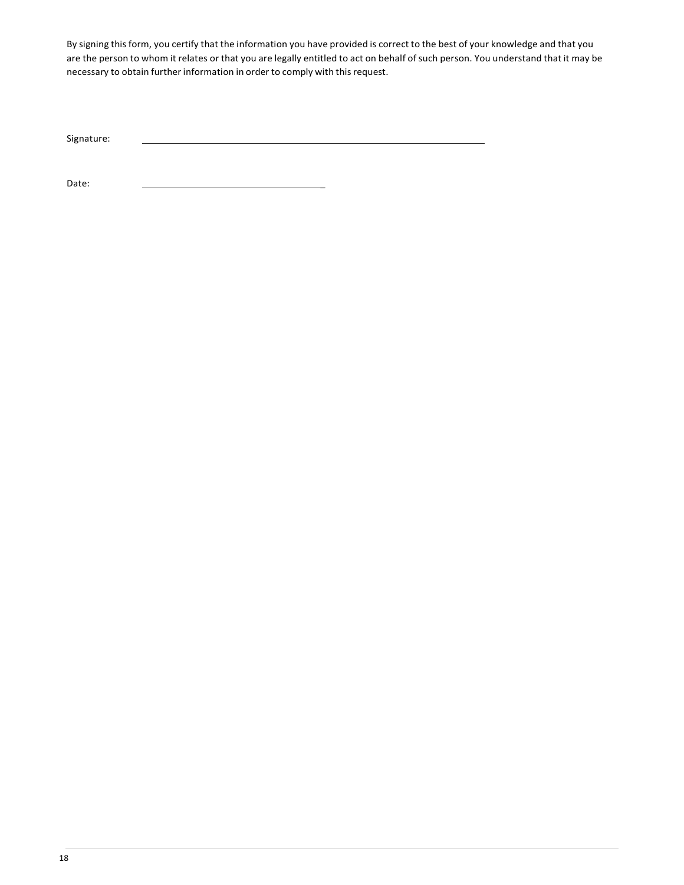By signing this form, you certify that the information you have provided is correct to the best of your knowledge and that you are the person to whom it relates or that you are legally entitled to act on behalf of such person. You understand that it may be necessary to obtain further information in order to comply with this request.

Signature: ____________________________________________

Date: _________________________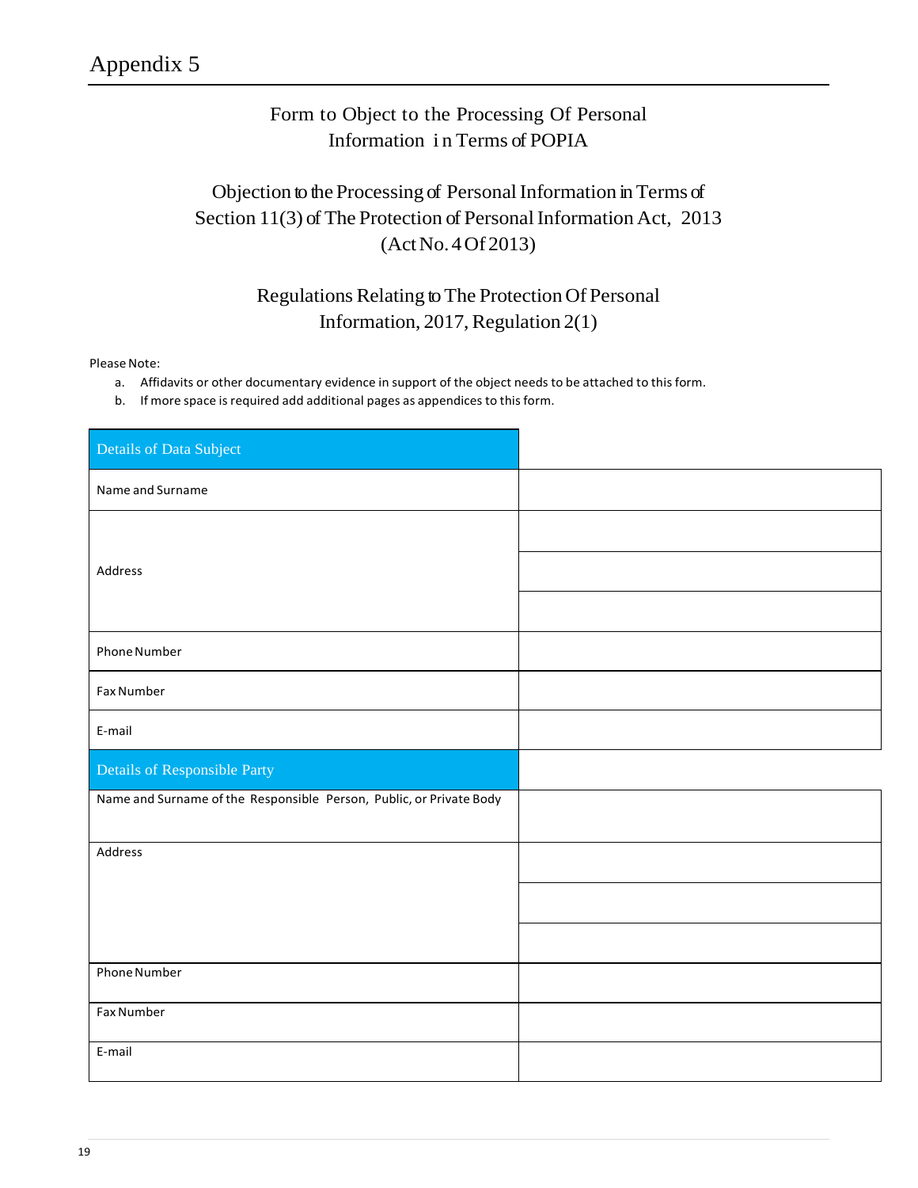# Appendix 5

## Form to Object to the Processing Of Personal Information in Terms of POPIA

## Objection to the Processing of Personal Information in Terms of Section 11(3) of The Protection of Personal Information Act, 2013 (Act No. 4 Of 2013)

## Regulations Relating to The Protection Of Personal Information, 2017, Regulation 2(1)

Please Note:

a. Affidavits or other documentary evidence in support of the object needs to be attached to this form.
b. If more space is required add additional pages as appendices to this form.

| Details of Data Subject | |
|---|---|
| Name and Surname | |
| Address | |
| | |
| | |
| Phone Number | |
| Fax Number | |
| E-mail | |
| **Details of Responsible Party** | |
| Name and Surname of the Responsible Person, Public, or Private Body | |
| Address | |
| | |
| | |
| Phone Number | |
| Fax Number | |
| E-mail | |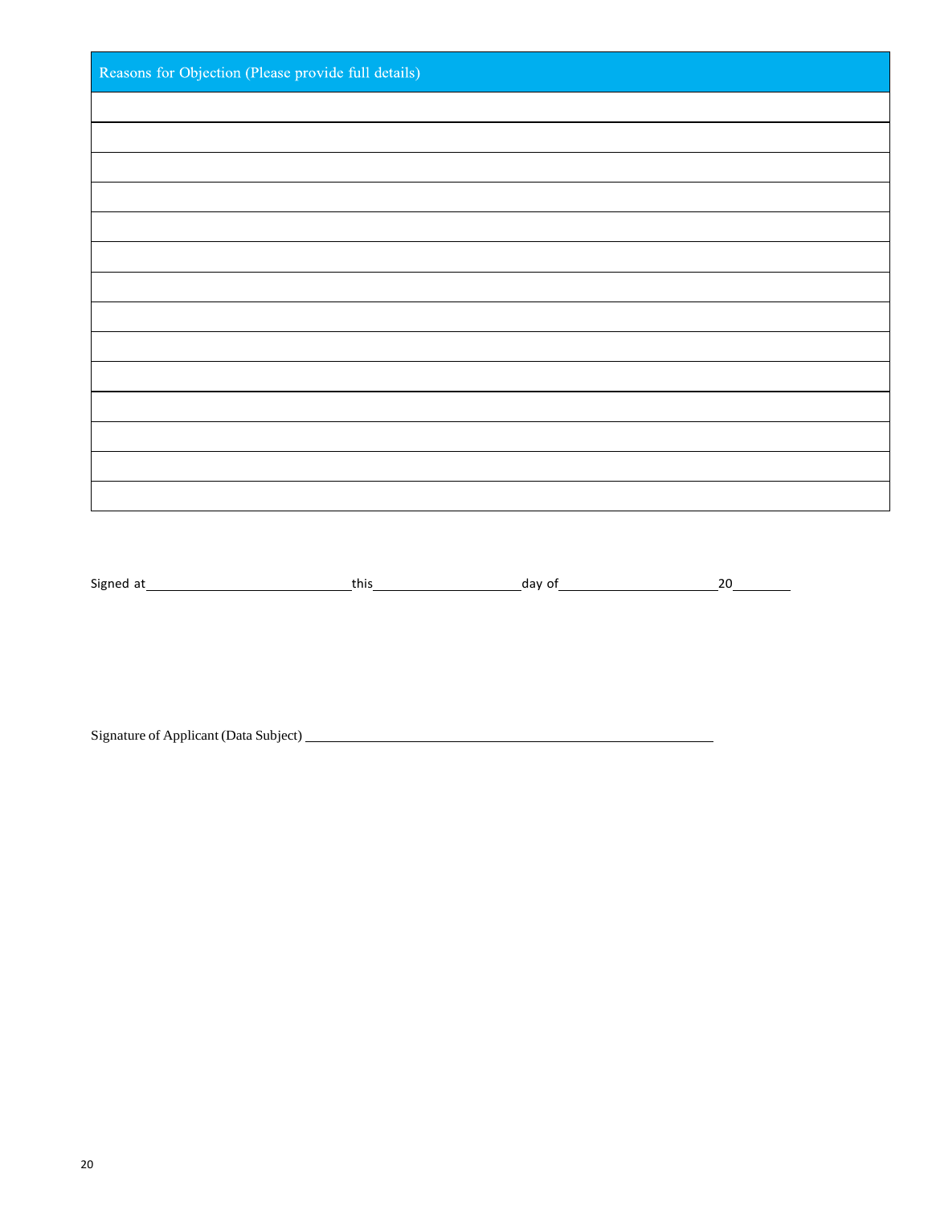| Reasons for Objection (Please provide full details) |
|---|
| |
| |
| |
| |
| |
| |
| |
| |
| |
| |
| |
| |
| |
| |

Signed at \_\_\_\_\_\_\_\_\_\_\_\_\_\_\_\_\_\_\_\_\_\_\_\_\_\_\_\_ this \_\_\_\_\_\_\_\_\_\_\_\_\_\_\_\_\_\_\_\_ day of \_\_\_\_\_\_\_\_\_\_\_\_\_\_\_\_\_\_\_\_\_\_ 20\_\_\_\_\_\_\_\_

Signature of Applicant (Data Subject) \_\_\_\_\_\_\_\_\_\_\_\_\_\_\_\_\_\_\_\_\_\_\_\_\_\_\_\_\_\_\_\_\_\_\_\_\_\_\_\_\_\_\_\_\_\_\_\_\_\_\_\_